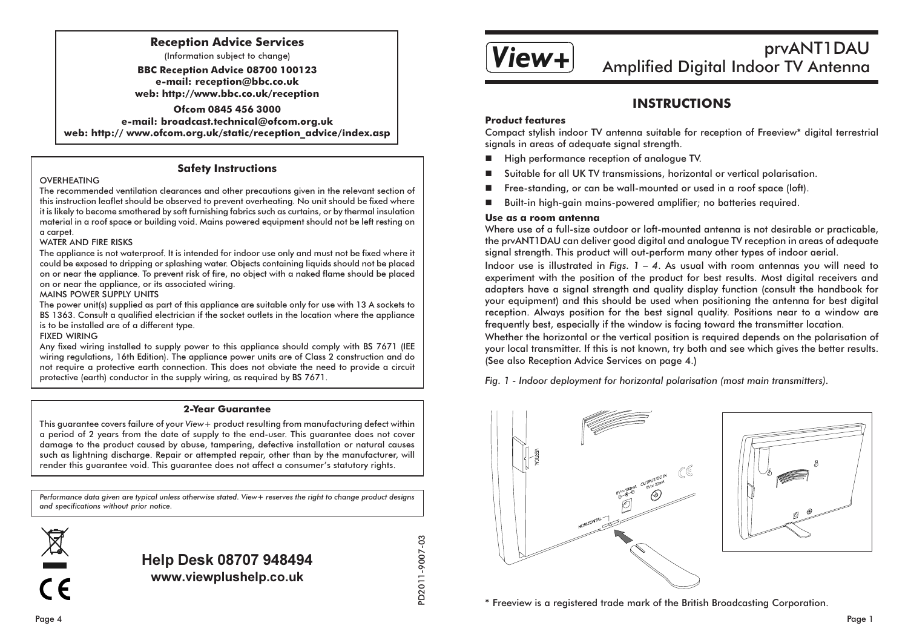## Reception Advice Services

(Information subject to change)

**BBC Reception Advice 08700 100123**
**e-mail: reception@bbc.co.uk**
**web: http://www.bbc.co.uk/reception**

**Ofcom 0845 456 3000**
**e-mail: broadcast.technical@ofcom.org.uk**
**web: http:// www.ofcom.org.uk/static/reception_advice/index.asp**

## Safety Instructions

OVERHEATING

The recommended ventilation clearances and other precautions given in the relevant section of this instruction leaflet should be observed to prevent overheating. No unit should be fixed where it is likely to become smothered by soft furnishing fabrics such as curtains, or by thermal insulation material in a roof space or building void. Mains powered equipment should not be left resting on a carpet.

WATER AND FIRE RISKS

The appliance is not waterproof. It is intended for indoor use only and must not be fixed where it could be exposed to dripping or splashing water. Objects containing liquids should not be placed on or near the appliance. To prevent risk of fire, no object with a naked flame should be placed on or near the appliance, or its associated wiring.

MAINS POWER SUPPLY UNITS

The power unit(s) supplied as part of this appliance are suitable only for use with 13 A sockets to BS 1363. Consult a qualified electrician if the socket outlets in the location where the appliance is to be installed are of a different type.

FIXED WIRING

Any fixed wiring installed to supply power to this appliance should comply with BS 7671 (IEE wiring regulations, 16th Edition). The appliance power units are of Class 2 construction and do not require a protective earth connection. This does not obviate the need to provide a circuit protective (earth) conductor in the supply wiring, as required by BS 7671.

## 2-Year Guarantee

This guarantee covers failure of your *View+* product resulting from manufacturing defect within a period of 2 years from the date of supply to the end-user. This guarantee does not cover damage to the product caused by abuse, tampering, defective installation or natural causes such as lightning discharge. Repair or attempted repair, other than by the manufacturer, will render this guarantee void. This guarantee does not affect a consumer's statutory rights.

*Performance data given are typical unless otherwise stated. View+ reserves the right to change product designs and specifications without prior notice.*

**Help Desk 08707 948494**
**www.viewplushelp.co.uk**

PD2011-9007-03

# View+ prvANT1DAU Amplified Digital Indoor TV Antenna

## INSTRUCTIONS

### Product features

Compact stylish indoor TV antenna suitable for reception of Freeview* digital terrestrial signals in areas of adequate signal strength.

- High performance reception of analogue TV.
- Suitable for all UK TV transmissions, horizontal or vertical polarisation.
- Free-standing, or can be wall-mounted or used in a roof space (loft).
- Built-in high-gain mains-powered amplifier; no batteries required.

### Use as a room antenna

Where use of a full-size outdoor or loft-mounted antenna is not desirable or practicable, the prvANT1DAU can deliver good digital and analogue TV reception in areas of adequate signal strength. This product will out-perform many other types of indoor aerial.

Indoor use is illustrated in *Figs. 1 – 4*. As usual with room antennas you will need to experiment with the position of the product for best results. Most digital receivers and adapters have a signal strength and quality display function (consult the handbook for your equipment) and this should be used when positioning the antenna for best digital reception. Always position for the best signal quality. Positions near to a window are frequently best, especially if the window is facing toward the transmitter location.

Whether the horizontal or the vertical position is required depends on the polarisation of your local transmitter. If this is not known, try both and see which gives the better results. (See also Reception Advice Services on page 4.)

*Fig. 1 - Indoor deployment for horizontal polarisation (most main transmitters).*

\* Freeview is a registered trade mark of the British Broadcasting Corporation.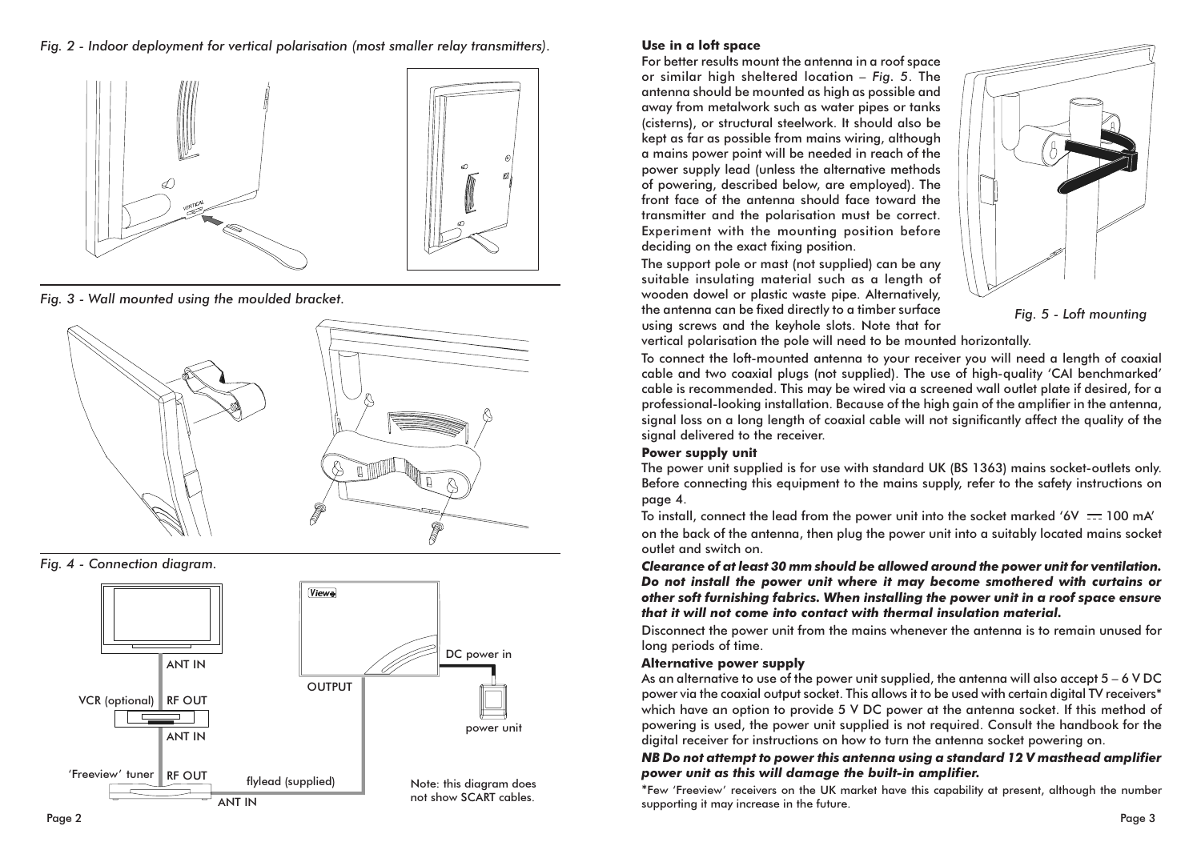*Fig. 2 - Indoor deployment for vertical polarisation (most smaller relay transmitters).*

*Fig. 3 - Wall mounted using the moulded bracket.*

*Fig. 4 - Connection diagram.*

ANT IN

VCR (optional) RF OUT

ANT IN

'Freeview' tuner RF OUT

ANT IN

flylead (supplied)

OUTPUT

DC power in

power unit

Note: this diagram does not show SCART cables.

### Use in a loft space

For better results mount the antenna in a roof space or similar high sheltered location – *Fig. 5*. The antenna should be mounted as high as possible and away from metalwork such as water pipes or tanks (cisterns), or structural steelwork. It should also be kept as far as possible from mains wiring, although a mains power point will be needed in reach of the power supply lead (unless the alternative methods of powering, described below, are employed). The front face of the antenna should face toward the transmitter and the polarisation must be correct. Experiment with the mounting position before deciding on the exact fixing position.

The support pole or mast (not supplied) can be any suitable insulating material such as a length of wooden dowel or plastic waste pipe. Alternatively, the antenna can be fixed directly to a timber surface using screws and the keyhole slots. Note that for vertical polarisation the pole will need to be mounted horizontally.

*Fig. 5 - Loft mounting*

To connect the loft-mounted antenna to your receiver you will need a length of coaxial cable and two coaxial plugs (not supplied). The use of high-quality 'CAI benchmarked' cable is recommended. This may be wired via a screened wall outlet plate if desired, for a professional-looking installation. Because of the high gain of the amplifier in the antenna, signal loss on a long length of coaxial cable will not significantly affect the quality of the signal delivered to the receiver.

### Power supply unit

The power unit supplied is for use with standard UK (BS 1363) mains socket-outlets only. Before connecting this equipment to the mains supply, refer to the safety instructions on page 4.

To install, connect the lead from the power unit into the socket marked '6V ⎓ 100 mA' on the back of the antenna, then plug the power unit into a suitably located mains socket outlet and switch on.

***Clearance of at least 30 mm should be allowed around the power unit for ventilation. Do not install the power unit where it may become smothered with curtains or other soft furnishing fabrics. When installing the power unit in a roof space ensure that it will not come into contact with thermal insulation material.***

Disconnect the power unit from the mains whenever the antenna is to remain unused for long periods of time.

### Alternative power supply

As an alternative to use of the power unit supplied, the antenna will also accept 5 – 6 V DC power via the coaxial output socket. This allows it to be used with certain digital TV receivers* which have an option to provide 5 V DC power at the antenna socket. If this method of powering is used, the power unit supplied is not required. Consult the handbook for the digital receiver for instructions on how to turn the antenna socket powering on.

***NB Do not attempt to power this antenna using a standard 12 V masthead amplifier power unit as this will damage the built-in amplifier.***

*Few 'Freeview' receivers on the UK market have this capability at present, although the number supporting it may increase in the future.